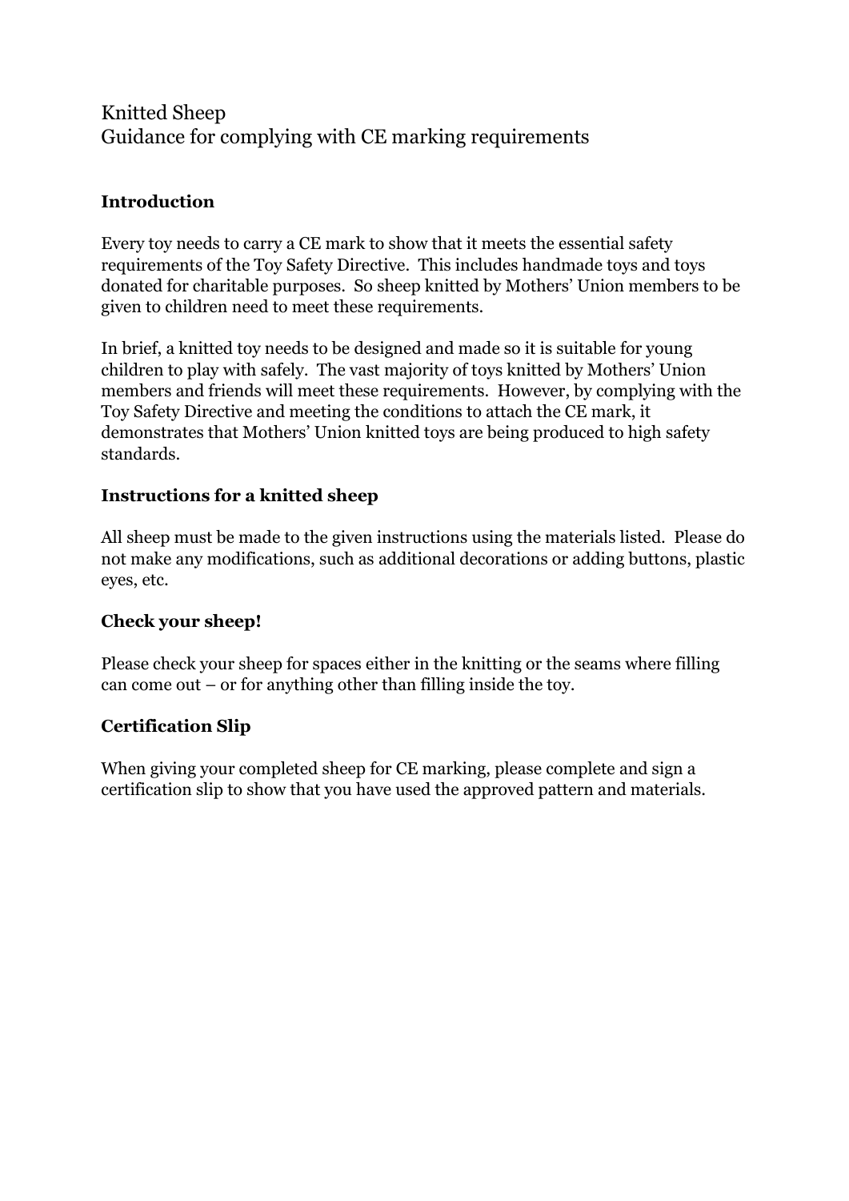# Knitted Sheep
# Guidance for complying with CE marking requirements

## Introduction

Every toy needs to carry a CE mark to show that it meets the essential safety requirements of the Toy Safety Directive. This includes handmade toys and toys donated for charitable purposes. So sheep knitted by Mothers' Union members to be given to children need to meet these requirements.

In brief, a knitted toy needs to be designed and made so it is suitable for young children to play with safely. The vast majority of toys knitted by Mothers' Union members and friends will meet these requirements. However, by complying with the Toy Safety Directive and meeting the conditions to attach the CE mark, it demonstrates that Mothers' Union knitted toys are being produced to high safety standards.

## Instructions for a knitted sheep

All sheep must be made to the given instructions using the materials listed. Please do not make any modifications, such as additional decorations or adding buttons, plastic eyes, etc.

## Check your sheep!

Please check your sheep for spaces either in the knitting or the seams where filling can come out – or for anything other than filling inside the toy.

## Certification Slip

When giving your completed sheep for CE marking, please complete and sign a certification slip to show that you have used the approved pattern and materials.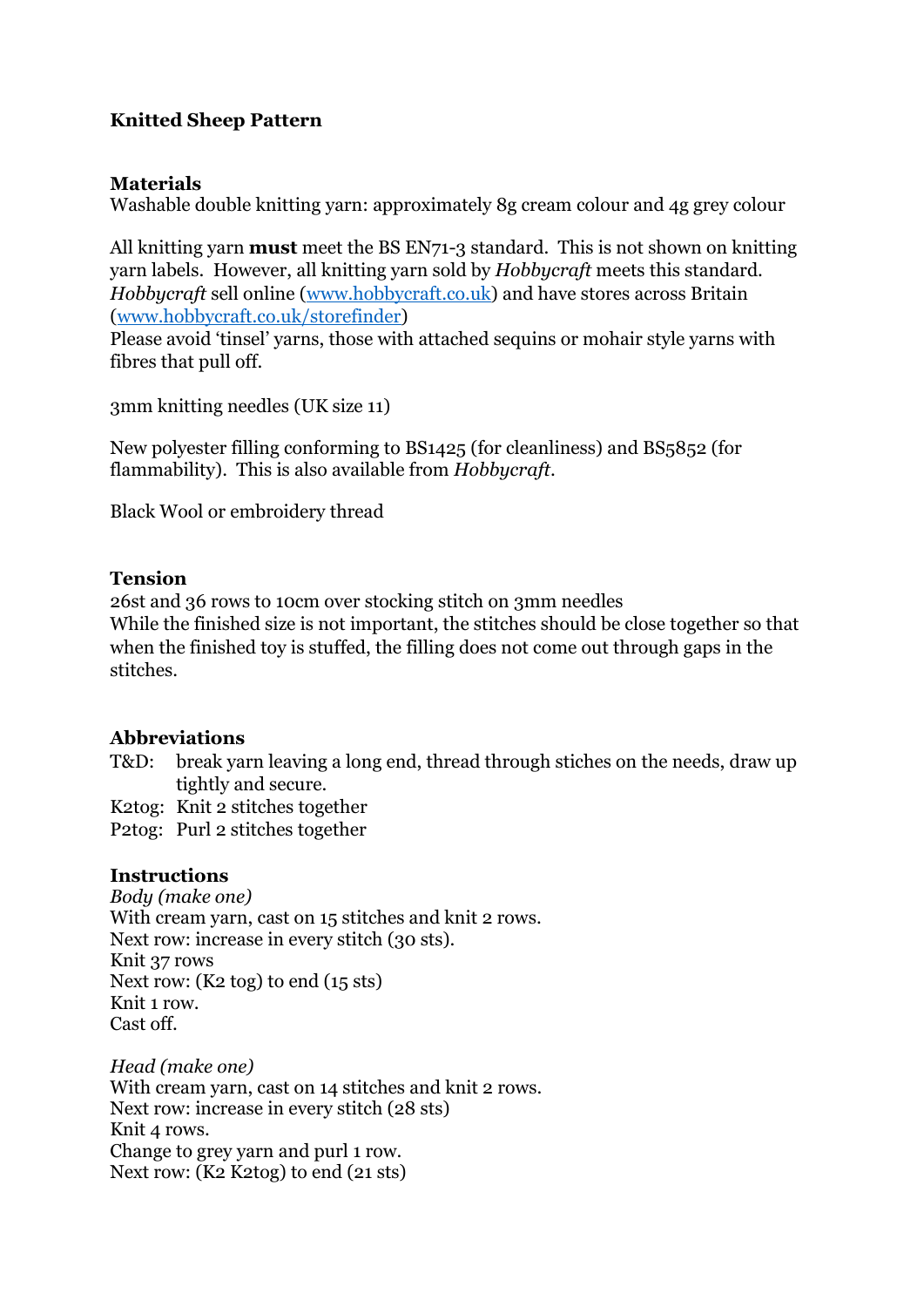**Knitted Sheep Pattern**

**Materials**

Washable double knitting yarn: approximately 8g cream colour and 4g grey colour

All knitting yarn **must** meet the BS EN71-3 standard. This is not shown on knitting yarn labels. However, all knitting yarn sold by *Hobbycraft* meets this standard. *Hobbycraft* sell online ([www.hobbycraft.co.uk](www.hobbycraft.co.uk)) and have stores across Britain ([www.hobbycraft.co.uk/storefinder](www.hobbycraft.co.uk/storefinder))

Please avoid 'tinsel' yarns, those with attached sequins or mohair style yarns with fibres that pull off.

3mm knitting needles (UK size 11)

New polyester filling conforming to BS1425 (for cleanliness) and BS5852 (for flammability). This is also available from *Hobbycraft*.

Black Wool or embroidery thread

**Tension**

26st and 36 rows to 10cm over stocking stitch on 3mm needles

While the finished size is not important, the stitches should be close together so that when the finished toy is stuffed, the filling does not come out through gaps in the stitches.

**Abbreviations**

T&D: break yarn leaving a long end, thread through stiches on the needs, draw up tightly and secure.

K2tog: Knit 2 stitches together

P2tog: Purl 2 stitches together

**Instructions**

*Body (make one)*

With cream yarn, cast on 15 stitches and knit 2 rows.

Next row: increase in every stitch (30 sts).

Knit 37 rows

Next row: (K2 tog) to end (15 sts)

Knit 1 row.

Cast off.

*Head (make one)*

With cream yarn, cast on 14 stitches and knit 2 rows.

Next row: increase in every stitch (28 sts)

Knit 4 rows.

Change to grey yarn and purl 1 row.

Next row: (K2 K2tog) to end (21 sts)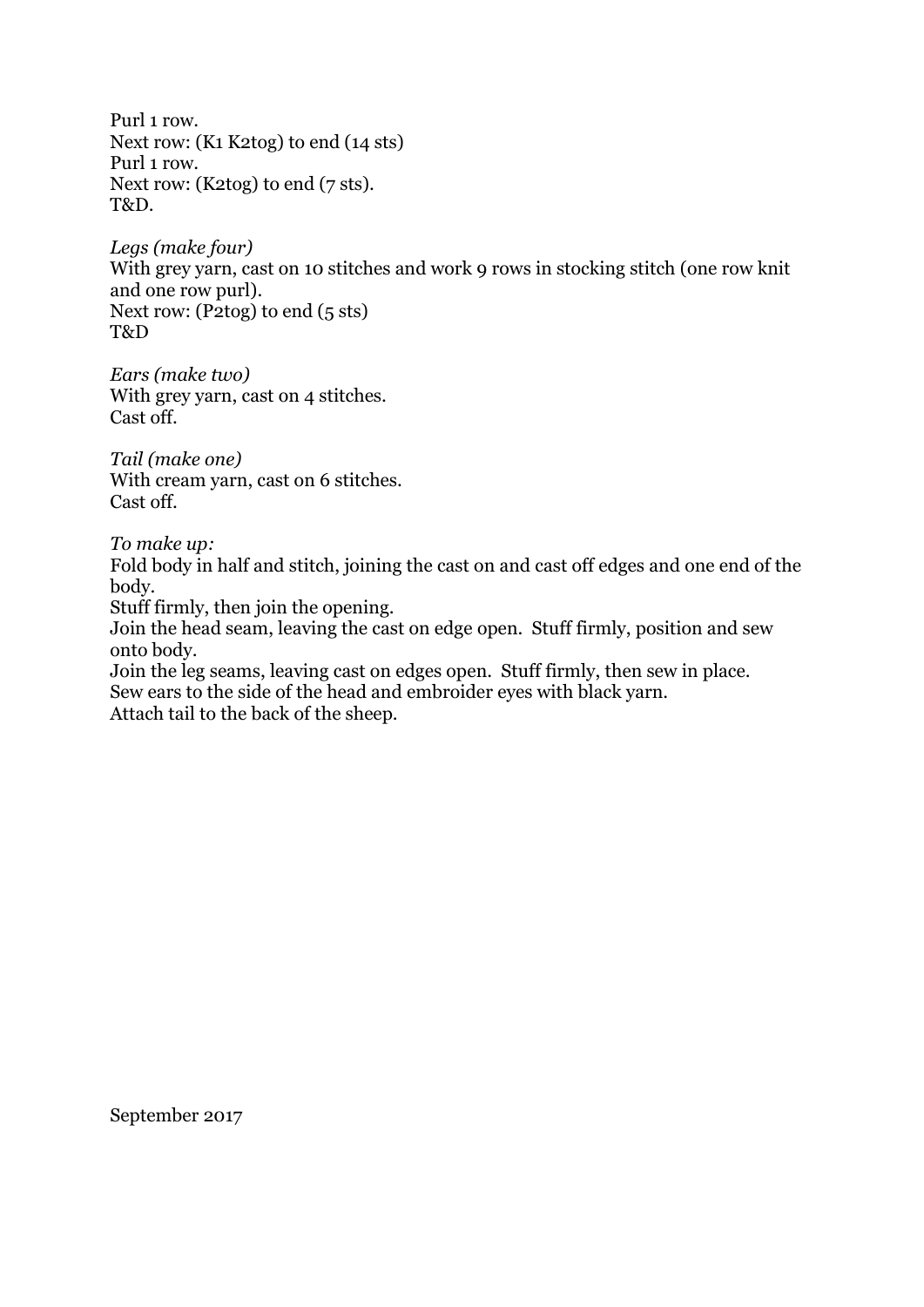Purl 1 row.
Next row: (K1 K2tog) to end (14 sts)
Purl 1 row.
Next row: (K2tog) to end (7 sts).
T&D.

*Legs (make four)*
With grey yarn, cast on 10 stitches and work 9 rows in stocking stitch (one row knit and one row purl).
Next row: (P2tog) to end (5 sts)
T&D

*Ears (make two)*
With grey yarn, cast on 4 stitches.
Cast off.

*Tail (make one)*
With cream yarn, cast on 6 stitches.
Cast off.

*To make up:*
Fold body in half and stitch, joining the cast on and cast off edges and one end of the body.
Stuff firmly, then join the opening.
Join the head seam, leaving the cast on edge open. Stuff firmly, position and sew onto body.
Join the leg seams, leaving cast on edges open. Stuff firmly, then sew in place.
Sew ears to the side of the head and embroider eyes with black yarn.
Attach tail to the back of the sheep.

September 2017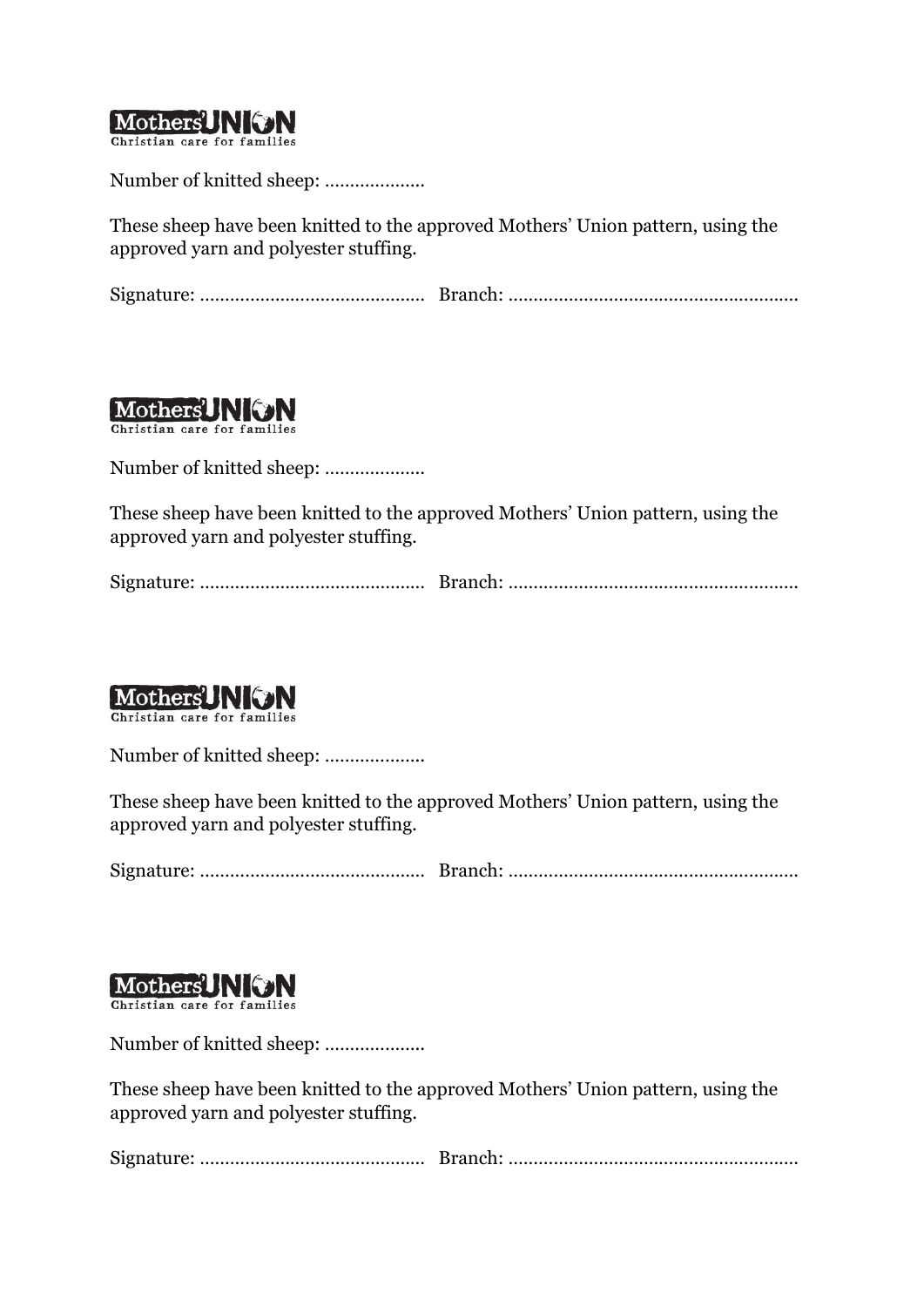Mothers' UNION
Christian care for families

Number of knitted sheep: ..................

These sheep have been knitted to the approved Mothers' Union pattern, using the approved yarn and polyester stuffing.

Signature: ........................................ Branch: ....................................................

Mothers' UNION
Christian care for families

Number of knitted sheep: ..................

These sheep have been knitted to the approved Mothers' Union pattern, using the approved yarn and polyester stuffing.

Signature: ........................................ Branch: ....................................................

Mothers' UNION
Christian care for families

Number of knitted sheep: ..................

These sheep have been knitted to the approved Mothers' Union pattern, using the approved yarn and polyester stuffing.

Signature: ........................................ Branch: ....................................................

Mothers' UNION
Christian care for families

Number of knitted sheep: ..................

These sheep have been knitted to the approved Mothers' Union pattern, using the approved yarn and polyester stuffing.

Signature: ........................................ Branch: ....................................................